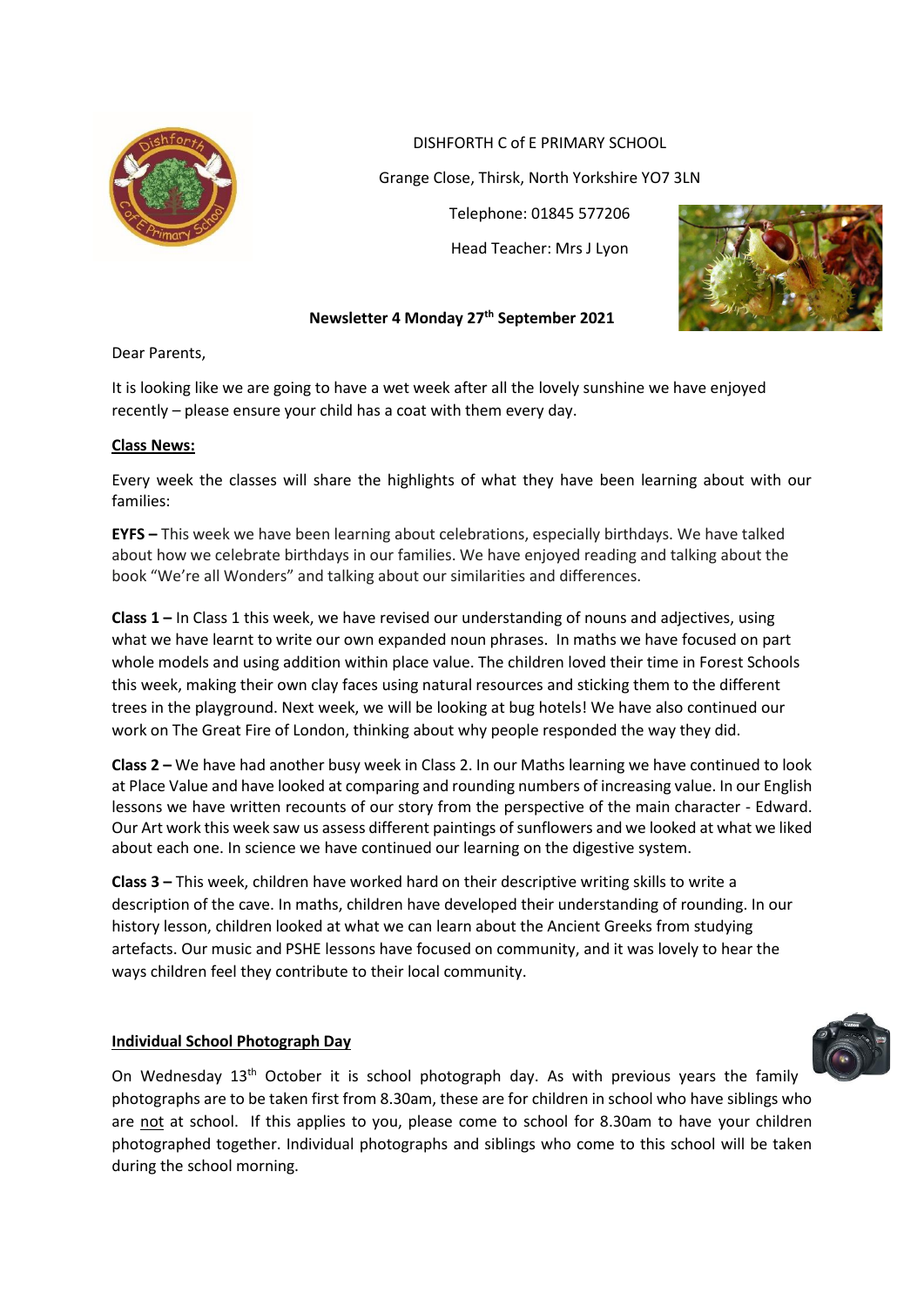DISHFORTH C of E PRIMARY SCHOOL

Grange Close, Thirsk, North Yorkshire YO7 3LN

Telephone: 01845 577206

Head Teacher: Mrs J Lyon

**Newsletter 4 Monday 27th September 2021**

Dear Parents,

It is looking like we are going to have a wet week after all the lovely sunshine we have enjoyed recently – please ensure your child has a coat with them every day.

**Class News:**

Every week the classes will share the highlights of what they have been learning about with our families:

**EYFS –** This week we have been learning about celebrations, especially birthdays. We have talked about how we celebrate birthdays in our families. We have enjoyed reading and talking about the book "We're all Wonders" and talking about our similarities and differences.

**Class 1 –** In Class 1 this week, we have revised our understanding of nouns and adjectives, using what we have learnt to write our own expanded noun phrases. In maths we have focused on part whole models and using addition within place value. The children loved their time in Forest Schools this week, making their own clay faces using natural resources and sticking them to the different trees in the playground. Next week, we will be looking at bug hotels! We have also continued our work on The Great Fire of London, thinking about why people responded the way they did.

**Class 2 –** We have had another busy week in Class 2. In our Maths learning we have continued to look at Place Value and have looked at comparing and rounding numbers of increasing value. In our English lessons we have written recounts of our story from the perspective of the main character - Edward. Our Art work this week saw us assess different paintings of sunflowers and we looked at what we liked about each one. In science we have continued our learning on the digestive system.

**Class 3 –** This week, children have worked hard on their descriptive writing skills to write a description of the cave. In maths, children have developed their understanding of rounding. In our history lesson, children looked at what we can learn about the Ancient Greeks from studying artefacts. Our music and PSHE lessons have focused on community, and it was lovely to hear the ways children feel they contribute to their local community.

**Individual School Photograph Day**

On Wednesday 13th October it is school photograph day. As with previous years the family photographs are to be taken first from 8.30am, these are for children in school who have siblings who are not at school. If this applies to you, please come to school for 8.30am to have your children photographed together. Individual photographs and siblings who come to this school will be taken during the school morning.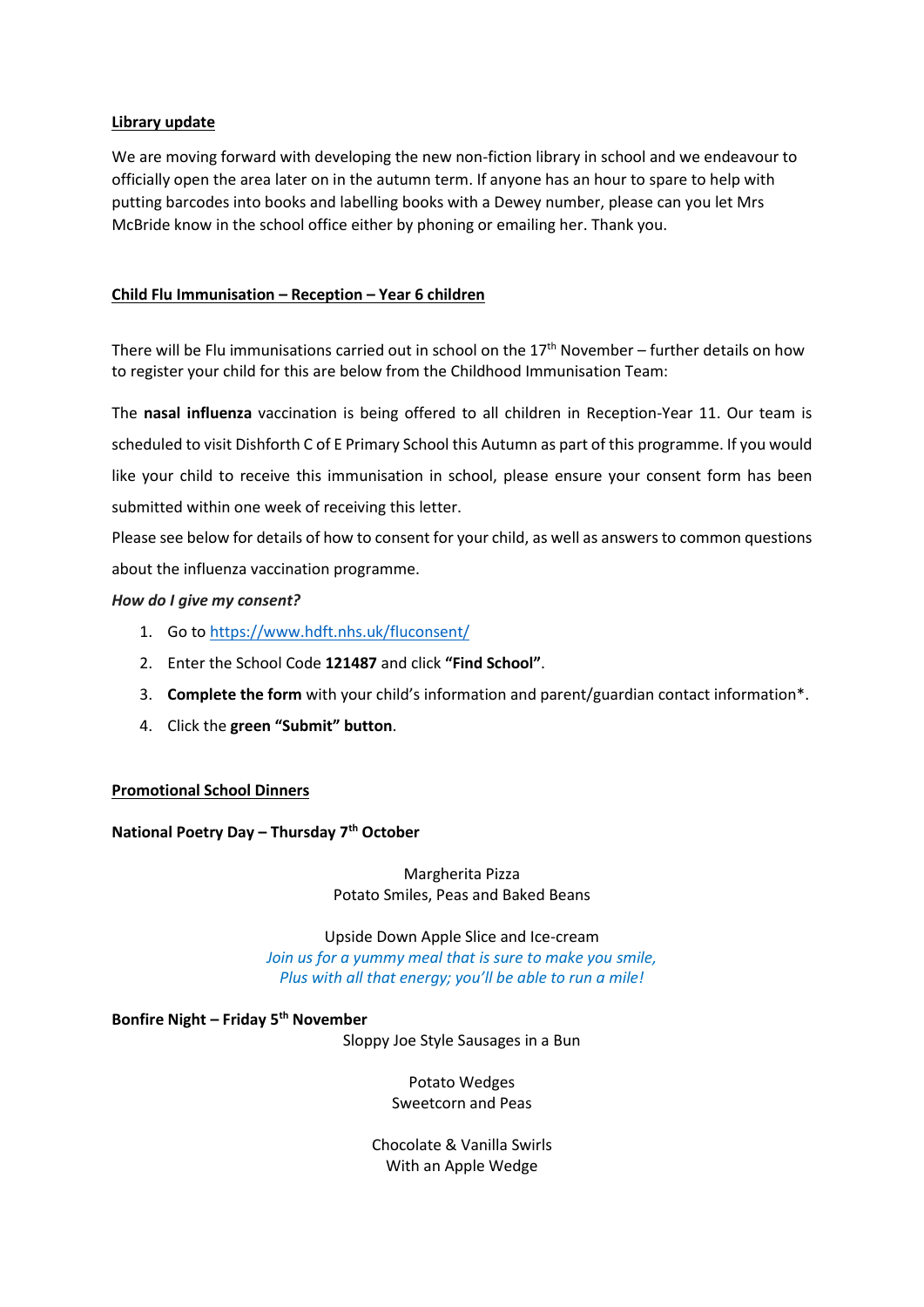**Library update**

We are moving forward with developing the new non-fiction library in school and we endeavour to officially open the area later on in the autumn term. If anyone has an hour to spare to help with putting barcodes into books and labelling books with a Dewey number, please can you let Mrs McBride know in the school office either by phoning or emailing her. Thank you.

**Child Flu Immunisation – Reception – Year 6 children**

There will be Flu immunisations carried out in school on the 17th November – further details on how to register your child for this are below from the Childhood Immunisation Team:

The **nasal influenza** vaccination is being offered to all children in Reception-Year 11. Our team is scheduled to visit Dishforth C of E Primary School this Autumn as part of this programme. If you would like your child to receive this immunisation in school, please ensure your consent form has been submitted within one week of receiving this letter.

Please see below for details of how to consent for your child, as well as answers to common questions about the influenza vaccination programme.

***How do I give my consent?***

1. Go to https://www.hdft.nhs.uk/fluconsent/
2. Enter the School Code **121487** and click **"Find School"**.
3. **Complete the form** with your child's information and parent/guardian contact information*.
4. Click the **green "Submit" button**.

**Promotional School Dinners**

**National Poetry Day – Thursday 7th October**

Margherita Pizza
Potato Smiles, Peas and Baked Beans

Upside Down Apple Slice and Ice-cream
*Join us for a yummy meal that is sure to make you smile,*
*Plus with all that energy; you'll be able to run a mile!*

**Bonfire Night – Friday 5th November**

Sloppy Joe Style Sausages in a Bun

Potato Wedges
Sweetcorn and Peas

Chocolate & Vanilla Swirls
With an Apple Wedge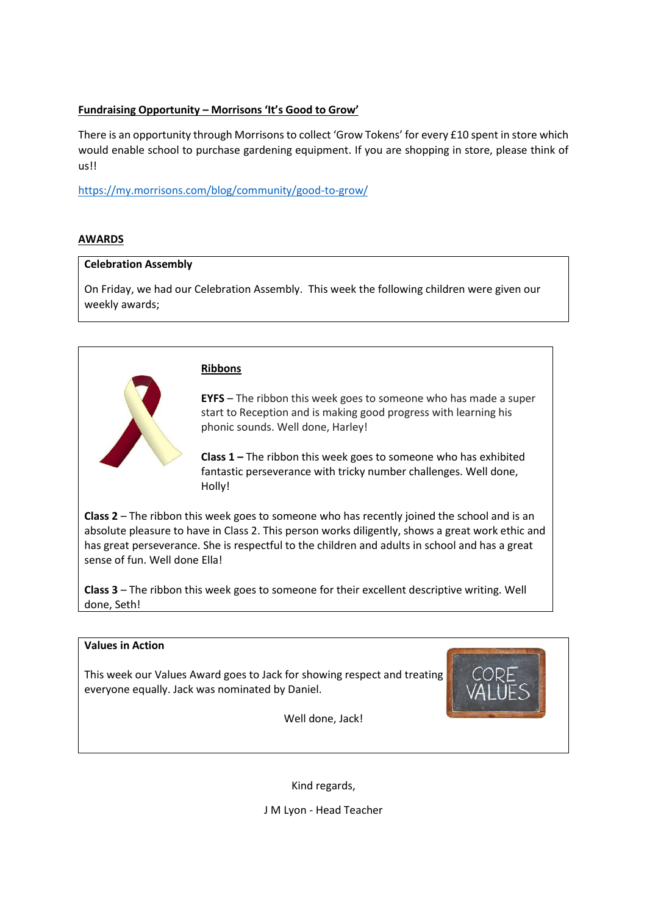**Fundraising Opportunity – Morrisons 'It's Good to Grow'**

There is an opportunity through Morrisons to collect 'Grow Tokens' for every £10 spent in store which would enable school to purchase gardening equipment. If you are shopping in store, please think of us!!

https://my.morrisons.com/blog/community/good-to-grow/

## AWARDS

**Celebration Assembly**

On Friday, we had our Celebration Assembly. This week the following children were given our weekly awards;

**Ribbons**

**EYFS** – The ribbon this week goes to someone who has made a super start to Reception and is making good progress with learning his phonic sounds. Well done, Harley!

**Class 1 –** The ribbon this week goes to someone who has exhibited fantastic perseverance with tricky number challenges. Well done, Holly!

**Class 2** – The ribbon this week goes to someone who has recently joined the school and is an absolute pleasure to have in Class 2. This person works diligently, shows a great work ethic and has great perseverance. She is respectful to the children and adults in school and has a great sense of fun. Well done Ella!

**Class 3** – The ribbon this week goes to someone for their excellent descriptive writing. Well done, Seth!

**Values in Action**

This week our Values Award goes to Jack for showing respect and treating everyone equally. Jack was nominated by Daniel.

Well done, Jack!

Kind regards,

J M Lyon - Head Teacher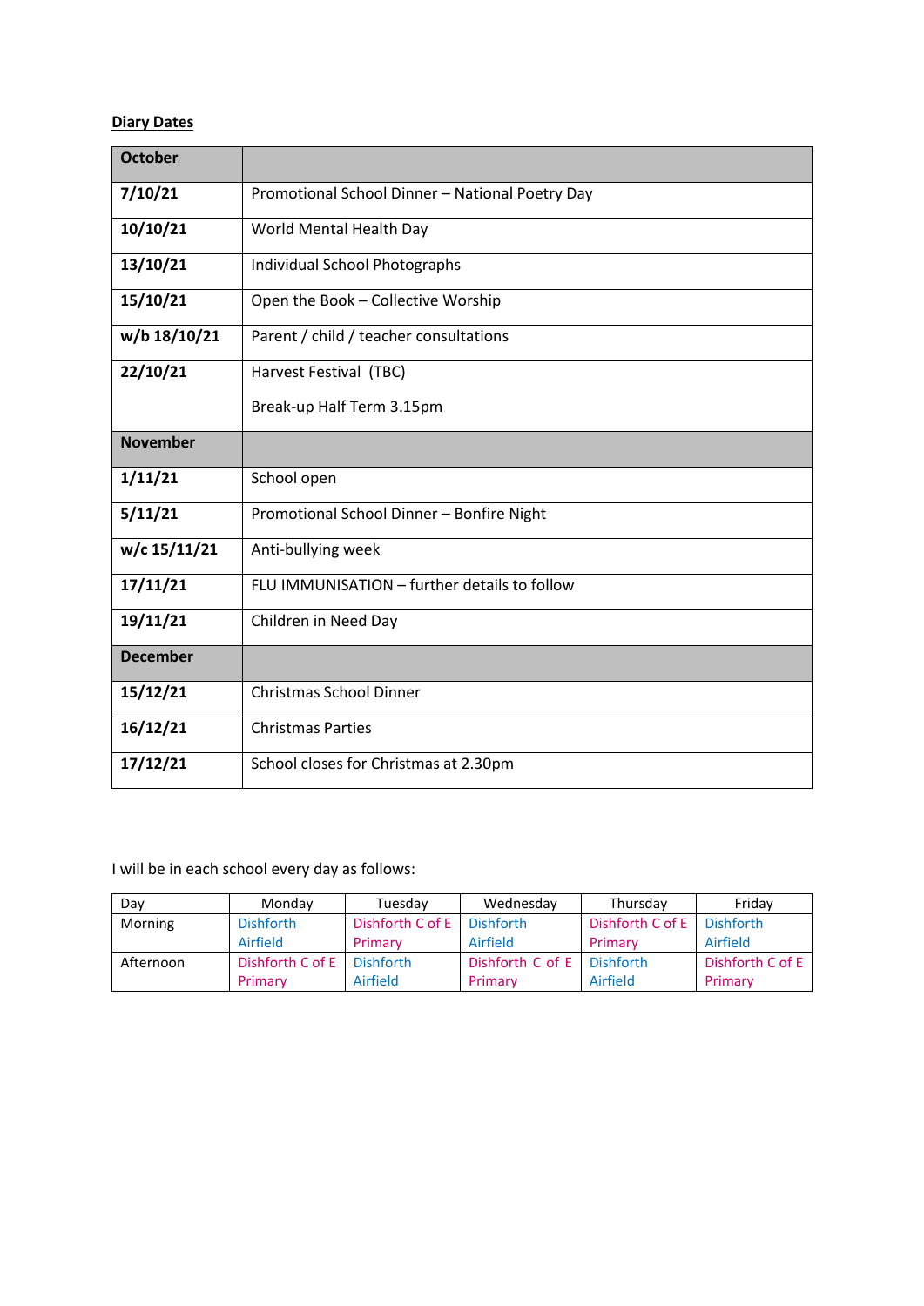**Diary Dates**

| **October** | |
|---|---|
| **7/10/21** | Promotional School Dinner – National Poetry Day |
| **10/10/21** | World Mental Health Day |
| **13/10/21** | Individual School Photographs |
| **15/10/21** | Open the Book – Collective Worship |
| **w/b 18/10/21** | Parent / child / teacher consultations |
| **22/10/21** | Harvest Festival (TBC)<br>Break-up Half Term 3.15pm |
| **November** | |
| **1/11/21** | School open |
| **5/11/21** | Promotional School Dinner – Bonfire Night |
| **w/c 15/11/21** | Anti-bullying week |
| **17/11/21** | FLU IMMUNISATION – further details to follow |
| **19/11/21** | Children in Need Day |
| **December** | |
| **15/12/21** | Christmas School Dinner |
| **16/12/21** | Christmas Parties |
| **17/12/21** | School closes for Christmas at 2.30pm |

I will be in each school every day as follows:

| Day | Monday | Tuesday | Wednesday | Thursday | Friday |
|---|---|---|---|---|---|
| Morning | Dishforth Airfield | Dishforth C of E Primary | Dishforth Airfield | Dishforth C of E Primary | Dishforth Airfield |
| Afternoon | Dishforth C of E Primary | Dishforth Airfield | Dishforth C of E Primary | Dishforth Airfield | Dishforth C of E Primary |